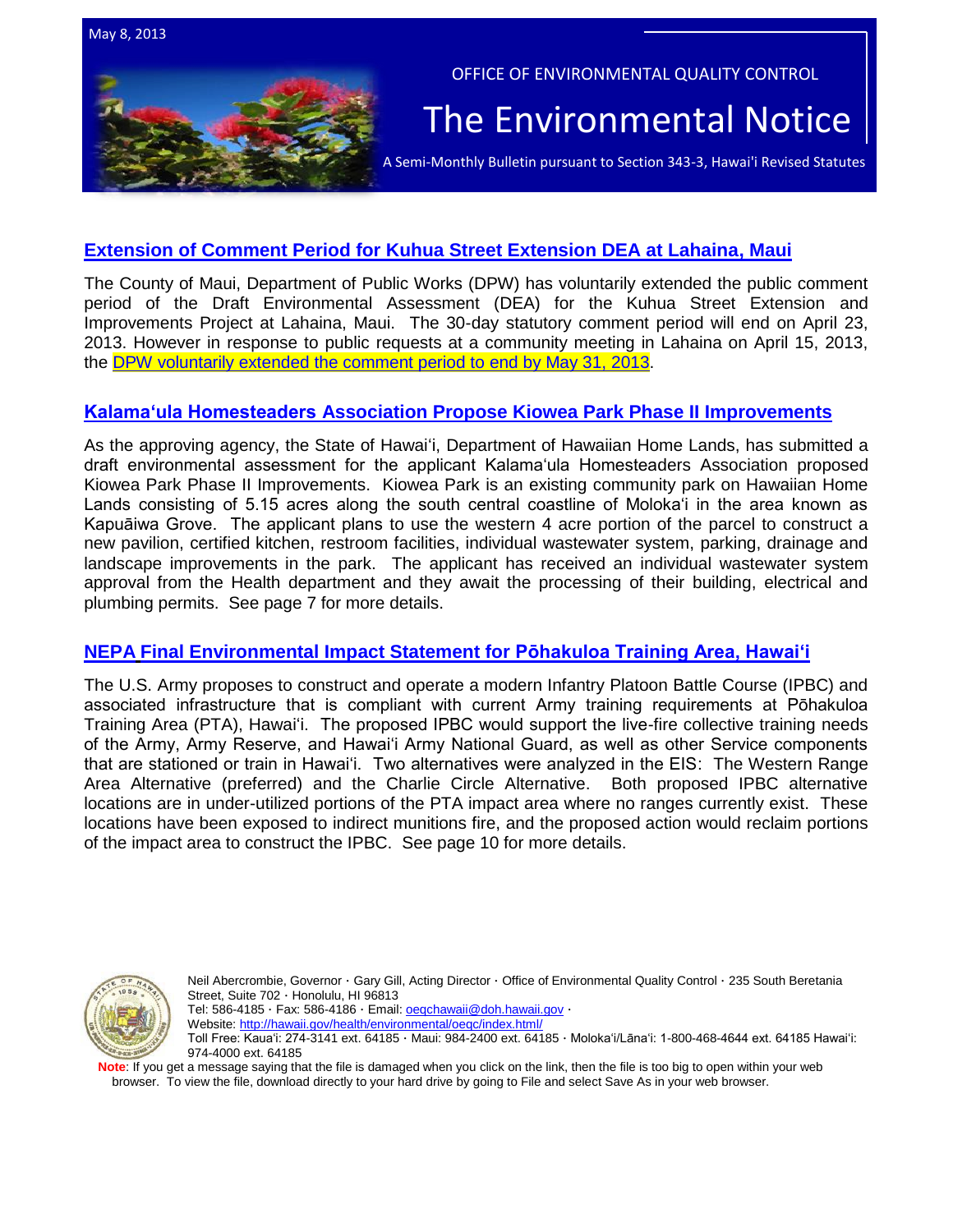May 8, 2013

OFFICE OF ENVIRONMENTAL QUALITY CONTROL

# The Environmental Notice

A Semi-Monthly Bulletin pursuant to Section 343-3, Hawai'i Revised Statutes

## Extension of Comment Period for Kuhua Street Extension DEA at Lahaina, Maui

The County of Maui, Department of Public Works (DPW) has voluntarily extended the public comment period of the Draft Environmental Assessment (DEA) for the Kuhua Street Extension and Improvements Project at Lahaina, Maui. The 30-day statutory comment period will end on April 23, 2013. However in response to public requests at a community meeting in Lahaina on April 15, 2013, the DPW voluntarily extended the comment period to end by May 31, 2013.

## Kalamaʻula Homesteaders Association Propose Kiowea Park Phase II Improvements

As the approving agency, the State of Hawaiʻi, Department of Hawaiian Home Lands, has submitted a draft environmental assessment for the applicant Kalamaʻula Homesteaders Association proposed Kiowea Park Phase II Improvements. Kiowea Park is an existing community park on Hawaiian Home Lands consisting of 5.15 acres along the south central coastline of Molokaʻi in the area known as Kapuāiwa Grove. The applicant plans to use the western 4 acre portion of the parcel to construct a new pavilion, certified kitchen, restroom facilities, individual wastewater system, parking, drainage and landscape improvements in the park. The applicant has received an individual wastewater system approval from the Health department and they await the processing of their building, electrical and plumbing permits. See page 7 for more details.

## NEPA Final Environmental Impact Statement for Pōhakuloa Training Area, Hawaiʻi

The U.S. Army proposes to construct and operate a modern Infantry Platoon Battle Course (IPBC) and associated infrastructure that is compliant with current Army training requirements at Pōhakuloa Training Area (PTA), Hawaiʻi. The proposed IPBC would support the live-fire collective training needs of the Army, Army Reserve, and Hawaiʻi Army National Guard, as well as other Service components that are stationed or train in Hawaiʻi. Two alternatives were analyzed in the EIS: The Western Range Area Alternative (preferred) and the Charlie Circle Alternative. Both proposed IPBC alternative locations are in under-utilized portions of the PTA impact area where no ranges currently exist. These locations have been exposed to indirect munitions fire, and the proposed action would reclaim portions of the impact area to construct the IPBC. See page 10 for more details.

Neil Abercrombie, Governor · Gary Gill, Acting Director · Office of Environmental Quality Control · 235 South Beretania Street, Suite 702 · Honolulu, HI 96813
Tel: 586-4185 · Fax: 586-4186 · Email: oeqchawaii@doh.hawaii.gov ·
Website: http://hawaii.gov/health/environmental/oeqc/index.html/
Toll Free: Kauaʻi: 274-3141 ext. 64185 · Maui: 984-2400 ext. 64185 · Molokaʻi/Lānaʻi: 1-800-468-4644 ext. 64185 Hawaiʻi: 974-4000 ext. 64185

**Note**: If you get a message saying that the file is damaged when you click on the link, then the file is too big to open within your web browser. To view the file, download directly to your hard drive by going to File and select Save As in your web browser.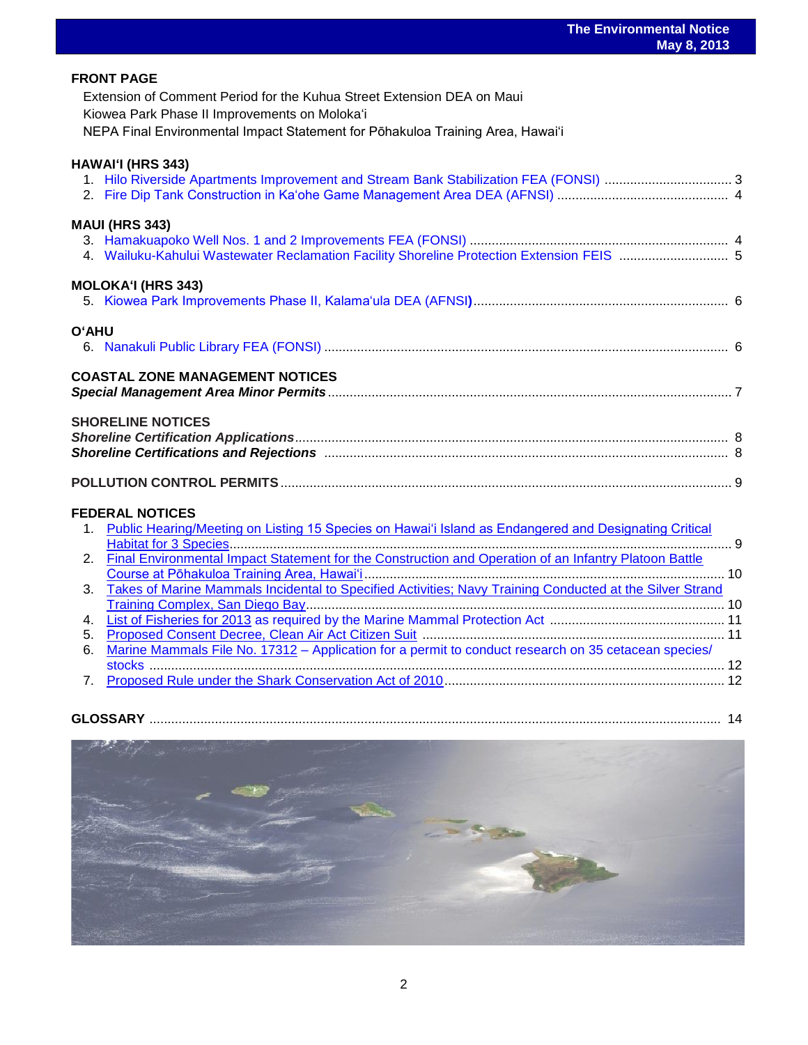## FRONT PAGE

Extension of Comment Period for the Kuhua Street Extension DEA on Maui
Kiowea Park Phase II Improvements on Molokaʻi
NEPA Final Environmental Impact Statement for Pōhakuloa Training Area, Hawaiʻi

## HAWAIʻI (HRS 343)

1. Hilo Riverside Apartments Improvement and Stream Bank Stabilization FEA (FONSI) .... 3
2. Fire Dip Tank Construction in Kaʻohe Game Management Area DEA (AFNSI) .... 4

## MAUI (HRS 343)

3. Hamakuapoko Well Nos. 1 and 2 Improvements FEA (FONSI) .... 4
4. Wailuku-Kahului Wastewater Reclamation Facility Shoreline Protection Extension FEIS .... 5

## MOLOKAʻI (HRS 343)

5. Kiowea Park Improvements Phase II, Kalamaʻula DEA (AFNSI) .... 6

## OʻAHU

6. Nanakuli Public Library FEA (FONSI) .... 6

## COASTAL ZONE MANAGEMENT NOTICES

***Special Management Area Minor Permits*** .... 7

## SHORELINE NOTICES

***Shoreline Certification Applications*** .... 8
***Shoreline Certifications and Rejections*** .... 8

## POLLUTION CONTROL PERMITS .... 9

## FEDERAL NOTICES

1. Public Hearing/Meeting on Listing 15 Species on Hawaiʻi Island as Endangered and Designating Critical Habitat for 3 Species .... 9
2. Final Environmental Impact Statement for the Construction and Operation of an Infantry Platoon Battle Course at Pōhakuloa Training Area, Hawaiʻi .... 10
3. Takes of Marine Mammals Incidental to Specified Activities; Navy Training Conducted at the Silver Strand Training Complex, San Diego Bay .... 10
4. List of Fisheries for 2013 as required by the Marine Mammal Protection Act .... 11
5. Proposed Consent Decree, Clean Air Act Citizen Suit .... 11
6. Marine Mammals File No. 17312 – Application for a permit to conduct research on 35 cetacean species/ stocks .... 12
7. Proposed Rule under the Shark Conservation Act of 2010 .... 12

## GLOSSARY .... 14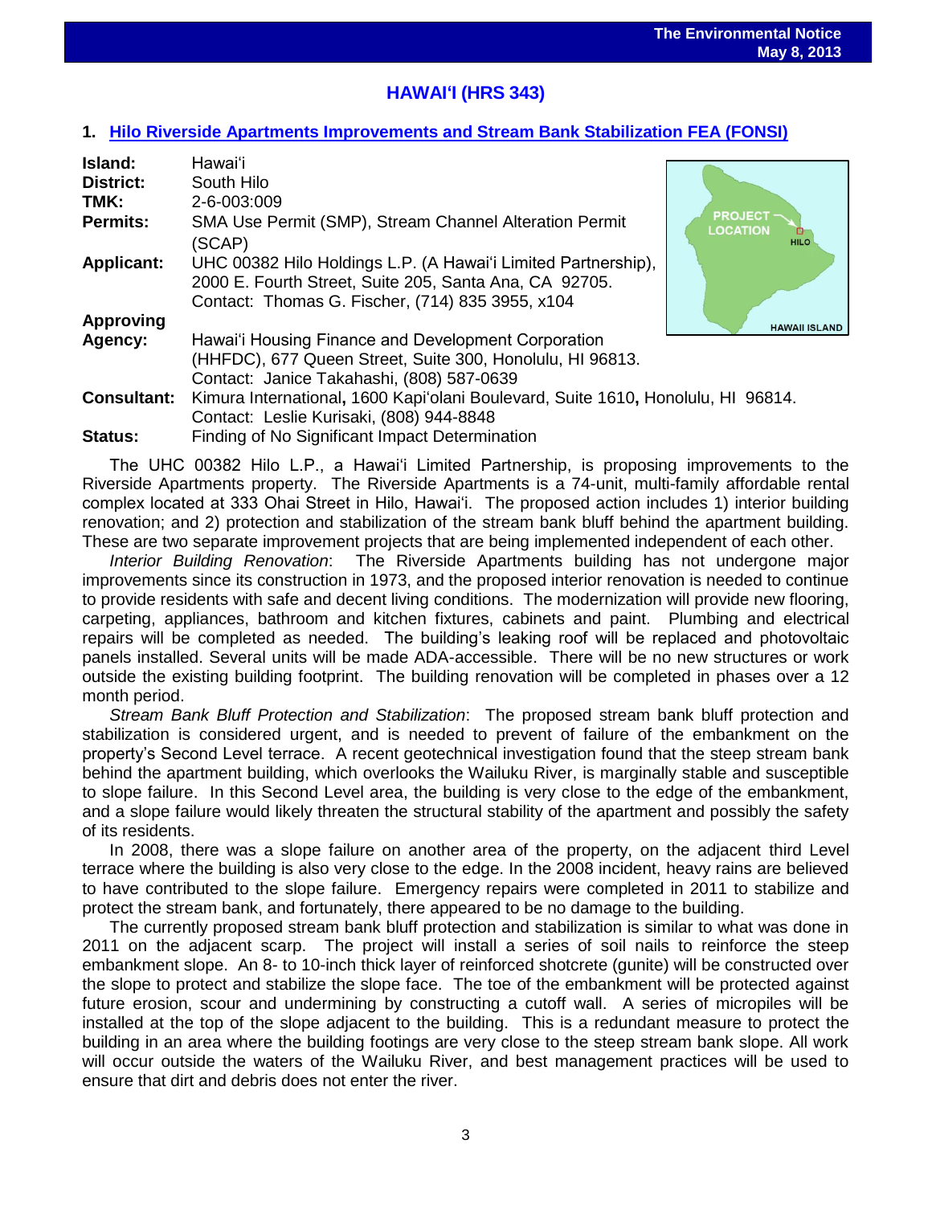## HAWAIʻI (HRS 343)

### 1. Hilo Riverside Apartments Improvements and Stream Bank Stabilization FEA (FONSI)

**Island:** Hawaiʻi
**District:** South Hilo
**TMK:** 2-6-003:009
**Permits:** SMA Use Permit (SMP), Stream Channel Alteration Permit (SCAP)
**Applicant:** UHC 00382 Hilo Holdings L.P. (A Hawaiʻi Limited Partnership), 2000 E. Fourth Street, Suite 205, Santa Ana, CA 92705. Contact: Thomas G. Fischer, (714) 835 3955, x104
**Approving Agency:** Hawaiʻi Housing Finance and Development Corporation (HHFDC), 677 Queen Street, Suite 300, Honolulu, HI 96813. Contact: Janice Takahashi, (808) 587-0639
**Consultant:** Kimura International**,** 1600 Kapiʻolani Boulevard, Suite 1610**,** Honolulu, HI 96814. Contact: Leslie Kurisaki, (808) 944-8848
**Status:** Finding of No Significant Impact Determination

The UHC 00382 Hilo L.P., a Hawaiʻi Limited Partnership, is proposing improvements to the Riverside Apartments property. The Riverside Apartments is a 74-unit, multi-family affordable rental complex located at 333 Ohai Street in Hilo, Hawaiʻi. The proposed action includes 1) interior building renovation; and 2) protection and stabilization of the stream bank bluff behind the apartment building. These are two separate improvement projects that are being implemented independent of each other.

*Interior Building Renovation*: The Riverside Apartments building has not undergone major improvements since its construction in 1973, and the proposed interior renovation is needed to continue to provide residents with safe and decent living conditions. The modernization will provide new flooring, carpeting, appliances, bathroom and kitchen fixtures, cabinets and paint. Plumbing and electrical repairs will be completed as needed. The building's leaking roof will be replaced and photovoltaic panels installed. Several units will be made ADA-accessible. There will be no new structures or work outside the existing building footprint. The building renovation will be completed in phases over a 12 month period.

*Stream Bank Bluff Protection and Stabilization*: The proposed stream bank bluff protection and stabilization is considered urgent, and is needed to prevent of failure of the embankment on the property's Second Level terrace. A recent geotechnical investigation found that the steep stream bank behind the apartment building, which overlooks the Wailuku River, is marginally stable and susceptible to slope failure. In this Second Level area, the building is very close to the edge of the embankment, and a slope failure would likely threaten the structural stability of the apartment and possibly the safety of its residents.

In 2008, there was a slope failure on another area of the property, on the adjacent third Level terrace where the building is also very close to the edge. In the 2008 incident, heavy rains are believed to have contributed to the slope failure. Emergency repairs were completed in 2011 to stabilize and protect the stream bank, and fortunately, there appeared to be no damage to the building.

The currently proposed stream bank bluff protection and stabilization is similar to what was done in 2011 on the adjacent scarp. The project will install a series of soil nails to reinforce the steep embankment slope. An 8- to 10-inch thick layer of reinforced shotcrete (gunite) will be constructed over the slope to protect and stabilize the slope face. The toe of the embankment will be protected against future erosion, scour and undermining by constructing a cutoff wall. A series of micropiles will be installed at the top of the slope adjacent to the building. This is a redundant measure to protect the building in an area where the building footings are very close to the steep stream bank slope. All work will occur outside the waters of the Wailuku River, and best management practices will be used to ensure that dirt and debris does not enter the river.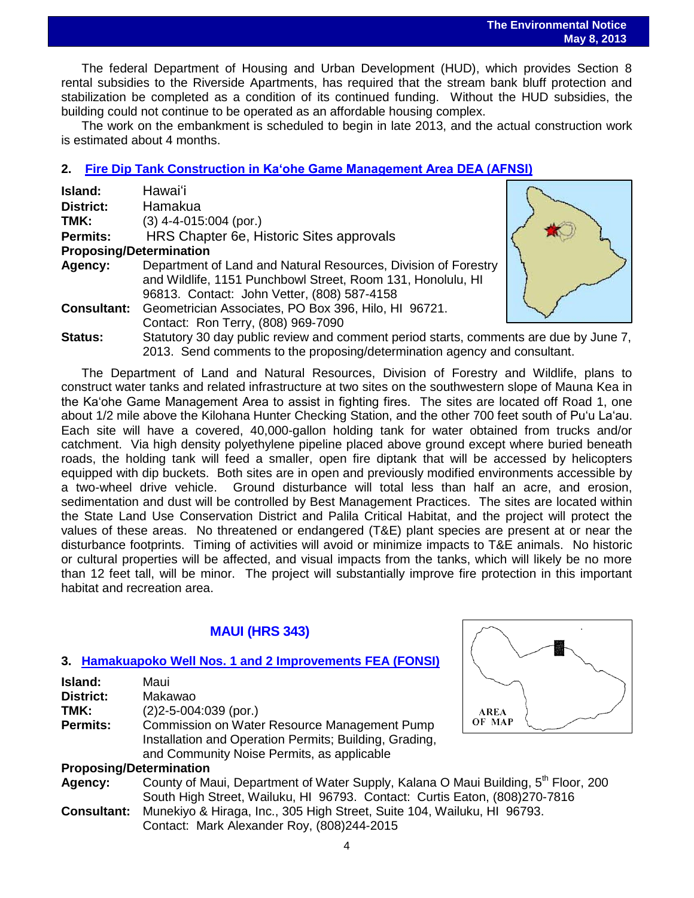The federal Department of Housing and Urban Development (HUD), which provides Section 8 rental subsidies to the Riverside Apartments, has required that the stream bank bluff protection and stabilization be completed as a condition of its continued funding. Without the HUD subsidies, the building could not continue to be operated as an affordable housing complex.

The work on the embankment is scheduled to begin in late 2013, and the actual construction work is estimated about 4 months.

## 2. Fire Dip Tank Construction in Kaʻohe Game Management Area DEA (AFNSI)

**Island:** Hawaiʻi
**District:** Hamakua
**TMK:** (3) 4-4-015:004 (por.)
**Permits:** HRS Chapter 6e, Historic Sites approvals
**Proposing/Determination**
**Agency:** Department of Land and Natural Resources, Division of Forestry and Wildlife, 1151 Punchbowl Street, Room 131, Honolulu, HI 96813. Contact: John Vetter, (808) 587-4158
**Consultant:** Geometrician Associates, PO Box 396, Hilo, HI 96721. Contact: Ron Terry, (808) 969-7090
**Status:** Statutory 30 day public review and comment period starts, comments are due by June 7, 2013. Send comments to the proposing/determination agency and consultant.

The Department of Land and Natural Resources, Division of Forestry and Wildlife, plans to construct water tanks and related infrastructure at two sites on the southwestern slope of Mauna Kea in the Kaʻohe Game Management Area to assist in fighting fires. The sites are located off Road 1, one about 1/2 mile above the Kilohana Hunter Checking Station, and the other 700 feet south of Puʻu Laʻau. Each site will have a covered, 40,000-gallon holding tank for water obtained from trucks and/or catchment. Via high density polyethylene pipeline placed above ground except where buried beneath roads, the holding tank will feed a smaller, open fire diptank that will be accessed by helicopters equipped with dip buckets. Both sites are in open and previously modified environments accessible by a two-wheel drive vehicle. Ground disturbance will total less than half an acre, and erosion, sedimentation and dust will be controlled by Best Management Practices. The sites are located within the State Land Use Conservation District and Palila Critical Habitat, and the project will protect the values of these areas. No threatened or endangered (T&E) plant species are present at or near the disturbance footprints. Timing of activities will avoid or minimize impacts to T&E animals. No historic or cultural properties will be affected, and visual impacts from the tanks, which will likely be no more than 12 feet tall, will be minor. The project will substantially improve fire protection in this important habitat and recreation area.

# MAUI (HRS 343)

## 3. Hamakuapoko Well Nos. 1 and 2 Improvements FEA (FONSI)

**Island:** Maui
**District:** Makawao
**TMK:** (2)2-5-004:039 (por.)
**Permits:** Commission on Water Resource Management Pump Installation and Operation Permits; Building, Grading, and Community Noise Permits, as applicable
**Proposing/Determination**
**Agency:** County of Maui, Department of Water Supply, Kalana O Maui Building, 5th Floor, 200 South High Street, Wailuku, HI 96793. Contact: Curtis Eaton, (808)270-7816
**Consultant:** Munekiyo & Hiraga, Inc., 305 High Street, Suite 104, Wailuku, HI 96793. Contact: Mark Alexander Roy, (808)244-2015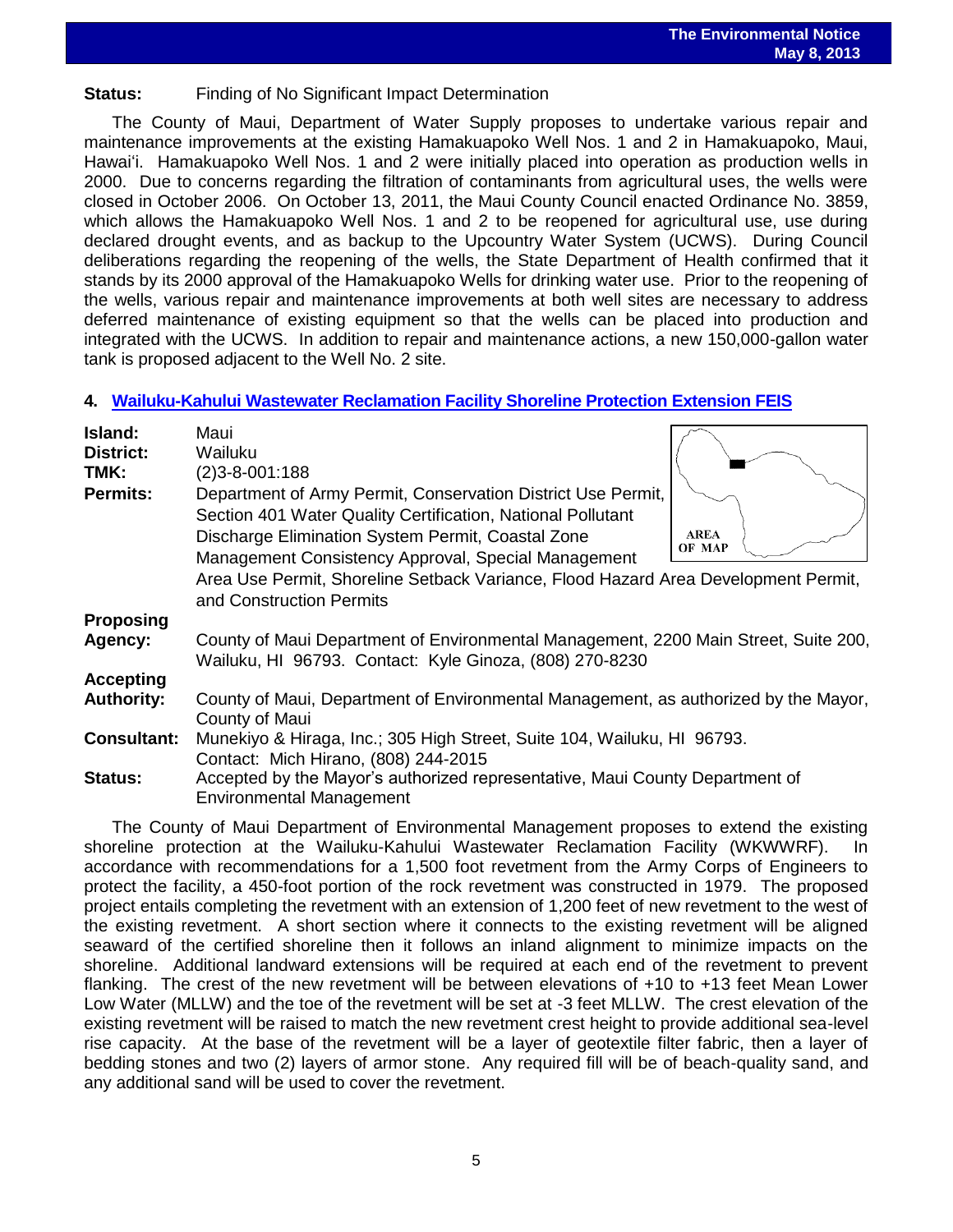**Status:** Finding of No Significant Impact Determination

The County of Maui, Department of Water Supply proposes to undertake various repair and maintenance improvements at the existing Hamakuapoko Well Nos. 1 and 2 in Hamakuapoko, Maui, Hawai'i. Hamakuapoko Well Nos. 1 and 2 were initially placed into operation as production wells in 2000. Due to concerns regarding the filtration of contaminants from agricultural uses, the wells were closed in October 2006. On October 13, 2011, the Maui County Council enacted Ordinance No. 3859, which allows the Hamakuapoko Well Nos. 1 and 2 to be reopened for agricultural use, use during declared drought events, and as backup to the Upcountry Water System (UCWS). During Council deliberations regarding the reopening of the wells, the State Department of Health confirmed that it stands by its 2000 approval of the Hamakuapoko Wells for drinking water use. Prior to the reopening of the wells, various repair and maintenance improvements at both well sites are necessary to address deferred maintenance of existing equipment so that the wells can be placed into production and integrated with the UCWS. In addition to repair and maintenance actions, a new 150,000-gallon water tank is proposed adjacent to the Well No. 2 site.

## 4. Wailuku-Kahului Wastewater Reclamation Facility Shoreline Protection Extension FEIS

**Island:** Maui

**District:** Wailuku

**TMK:** (2)3-8-001:188

**Permits:** Department of Army Permit, Conservation District Use Permit, Section 401 Water Quality Certification, National Pollutant Discharge Elimination System Permit, Coastal Zone Management Consistency Approval, Special Management Area Use Permit, Shoreline Setback Variance, Flood Hazard Area Development Permit, and Construction Permits

**Proposing Agency:** County of Maui Department of Environmental Management, 2200 Main Street, Suite 200, Wailuku, HI 96793. Contact: Kyle Ginoza, (808) 270-8230

**Accepting Authority:** County of Maui, Department of Environmental Management, as authorized by the Mayor, County of Maui

**Consultant:** Munekiyo & Hiraga, Inc.; 305 High Street, Suite 104, Wailuku, HI 96793. Contact: Mich Hirano, (808) 244-2015

**Status:** Accepted by the Mayor's authorized representative, Maui County Department of Environmental Management

The County of Maui Department of Environmental Management proposes to extend the existing shoreline protection at the Wailuku-Kahului Wastewater Reclamation Facility (WKWWRF). In accordance with recommendations for a 1,500 foot revetment from the Army Corps of Engineers to protect the facility, a 450-foot portion of the rock revetment was constructed in 1979. The proposed project entails completing the revetment with an extension of 1,200 feet of new revetment to the west of the existing revetment. A short section where it connects to the existing revetment will be aligned seaward of the certified shoreline then it follows an inland alignment to minimize impacts on the shoreline. Additional landward extensions will be required at each end of the revetment to prevent flanking. The crest of the new revetment will be between elevations of +10 to +13 feet Mean Lower Low Water (MLLW) and the toe of the revetment will be set at -3 feet MLLW. The crest elevation of the existing revetment will be raised to match the new revetment crest height to provide additional sea-level rise capacity. At the base of the revetment will be a layer of geotextile filter fabric, then a layer of bedding stones and two (2) layers of armor stone. Any required fill will be of beach-quality sand, and any additional sand will be used to cover the revetment.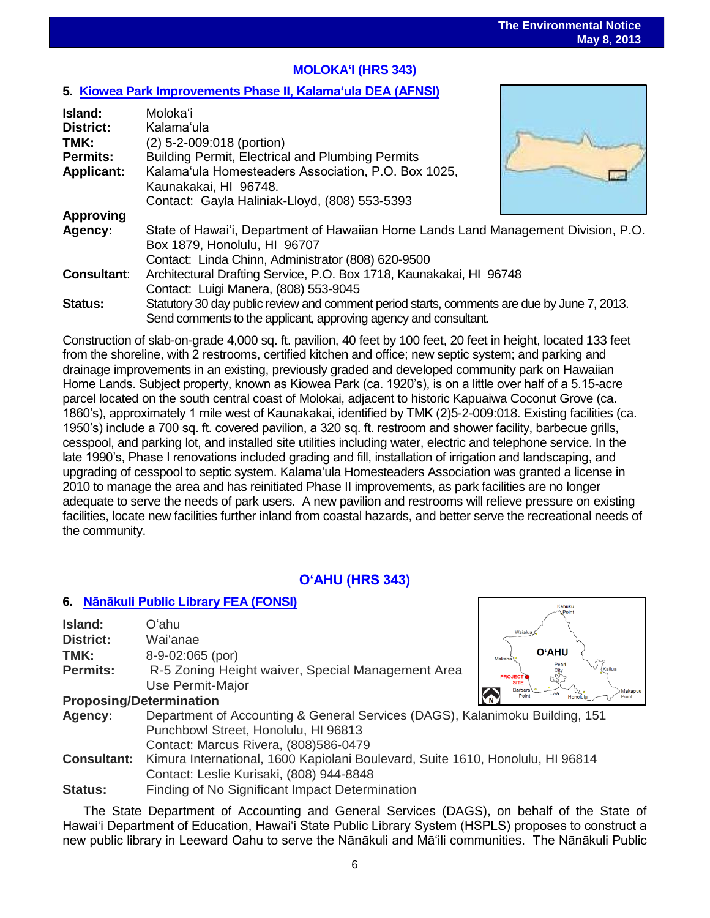## MOLOKAʻI (HRS 343)

### 5. Kiowea Park Improvements Phase II, Kalamaʻula DEA (AFNSI)

**Island:** Molokaʻi
**District:** Kalamaʻula
**TMK:** (2) 5-2-009:018 (portion)
**Permits:** Building Permit, Electrical and Plumbing Permits
**Applicant:** Kalamaʻula Homesteaders Association, P.O. Box 1025, Kaunakakai, HI 96748.
Contact: Gayla Haliniak-Lloyd, (808) 553-5393
**Approving Agency:** State of Hawaiʻi, Department of Hawaiian Home Lands Land Management Division, P.O. Box 1879, Honolulu, HI 96707
Contact: Linda Chinn, Administrator (808) 620-9500
**Consultant:** Architectural Drafting Service, P.O. Box 1718, Kaunakakai, HI 96748
Contact: Luigi Manera, (808) 553-9045
**Status:** Statutory 30 day public review and comment period starts, comments are due by June 7, 2013. Send comments to the applicant, approving agency and consultant.

Construction of slab-on-grade 4,000 sq. ft. pavilion, 40 feet by 100 feet, 20 feet in height, located 133 feet from the shoreline, with 2 restrooms, certified kitchen and office; new septic system; and parking and drainage improvements in an existing, previously graded and developed community park on Hawaiian Home Lands. Subject property, known as Kiowea Park (ca. 1920's), is on a little over half of a 5.15-acre parcel located on the south central coast of Molokai, adjacent to historic Kapuaiwa Coconut Grove (ca. 1860's), approximately 1 mile west of Kaunakakai, identified by TMK (2)5-2-009:018. Existing facilities (ca. 1950's) include a 700 sq. ft. covered pavilion, a 320 sq. ft. restroom and shower facility, barbecue grills, cesspool, and parking lot, and installed site utilities including water, electric and telephone service. In the late 1990's, Phase I renovations included grading and fill, installation of irrigation and landscaping, and upgrading of cesspool to septic system. Kalamaʻula Homesteaders Association was granted a license in 2010 to manage the area and has reinitiated Phase II improvements, as park facilities are no longer adequate to serve the needs of park users. A new pavilion and restrooms will relieve pressure on existing facilities, locate new facilities further inland from coastal hazards, and better serve the recreational needs of the community.

## OʻAHU (HRS 343)

### 6. Nānākuli Public Library FEA (FONSI)

**Island:** Oʻahu
**District:** Waiʻanae
**TMK:** 8-9-02:065 (por)
**Permits:** R-5 Zoning Height waiver, Special Management Area Use Permit-Major
**Proposing/Determination Agency:** Department of Accounting & General Services (DAGS), Kalanimoku Building, 151 Punchbowl Street, Honolulu, HI 96813
Contact: Marcus Rivera, (808)586-0479
**Consultant:** Kimura International, 1600 Kapiolani Boulevard, Suite 1610, Honolulu, HI 96814
Contact: Leslie Kurisaki, (808) 944-8848
**Status:** Finding of No Significant Impact Determination

The State Department of Accounting and General Services (DAGS), on behalf of the State of Hawaiʻi Department of Education, Hawaiʻi State Public Library System (HSPLS) proposes to construct a new public library in Leeward Oahu to serve the Nānākuli and Māʻili communities. The Nānākuli Public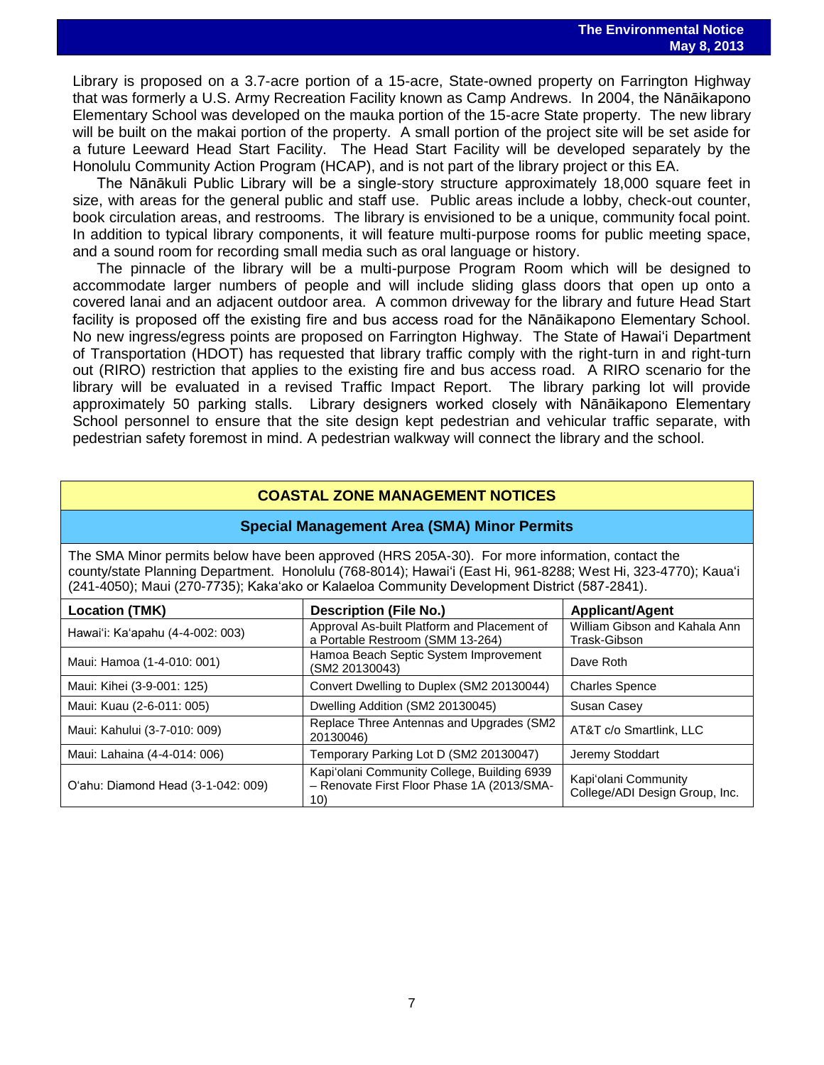Library is proposed on a 3.7-acre portion of a 15-acre, State-owned property on Farrington Highway that was formerly a U.S. Army Recreation Facility known as Camp Andrews. In 2004, the Nānāikapono Elementary School was developed on the mauka portion of the 15-acre State property. The new library will be built on the makai portion of the property. A small portion of the project site will be set aside for a future Leeward Head Start Facility. The Head Start Facility will be developed separately by the Honolulu Community Action Program (HCAP), and is not part of the library project or this EA.

The Nānākuli Public Library will be a single-story structure approximately 18,000 square feet in size, with areas for the general public and staff use. Public areas include a lobby, check-out counter, book circulation areas, and restrooms. The library is envisioned to be a unique, community focal point. In addition to typical library components, it will feature multi-purpose rooms for public meeting space, and a sound room for recording small media such as oral language or history.

The pinnacle of the library will be a multi-purpose Program Room which will be designed to accommodate larger numbers of people and will include sliding glass doors that open up onto a covered lanai and an adjacent outdoor area. A common driveway for the library and future Head Start facility is proposed off the existing fire and bus access road for the Nānāikapono Elementary School. No new ingress/egress points are proposed on Farrington Highway. The State of Hawaiʻi Department of Transportation (HDOT) has requested that library traffic comply with the right-turn in and right-turn out (RIRO) restriction that applies to the existing fire and bus access road. A RIRO scenario for the library will be evaluated in a revised Traffic Impact Report. The library parking lot will provide approximately 50 parking stalls. Library designers worked closely with Nānāikapono Elementary School personnel to ensure that the site design kept pedestrian and vehicular traffic separate, with pedestrian safety foremost in mind. A pedestrian walkway will connect the library and the school.

## COASTAL ZONE MANAGEMENT NOTICES

### Special Management Area (SMA) Minor Permits

The SMA Minor permits below have been approved (HRS 205A-30). For more information, contact the county/state Planning Department. Honolulu (768-8014); Hawaiʻi (East Hi, 961-8288; West Hi, 323-4770); Kauaʻi (241-4050); Maui (270-7735); Kakaʻako or Kalaeloa Community Development District (587-2841).

| Location (TMK) | Description (File No.) | Applicant/Agent |
|---|---|---|
| Hawaiʻi: Kaʻapahu (4-4-002: 003) | Approval As-built Platform and Placement of a Portable Restroom (SMM 13-264) | William Gibson and Kahala Ann Trask-Gibson |
| Maui: Hamoa (1-4-010: 001) | Hamoa Beach Septic System Improvement (SM2 20130043) | Dave Roth |
| Maui: Kihei (3-9-001: 125) | Convert Dwelling to Duplex (SM2 20130044) | Charles Spence |
| Maui: Kuau (2-6-011: 005) | Dwelling Addition (SM2 20130045) | Susan Casey |
| Maui: Kahului (3-7-010: 009) | Replace Three Antennas and Upgrades (SM2 20130046) | AT&T c/o Smartlink, LLC |
| Maui: Lahaina (4-4-014: 006) | Temporary Parking Lot D (SM2 20130047) | Jeremy Stoddart |
| Oʻahu: Diamond Head (3-1-042: 009) | Kapiʻolani Community College, Building 6939 – Renovate First Floor Phase 1A (2013/SMA-10) | Kapiʻolani Community College/ADI Design Group, Inc. |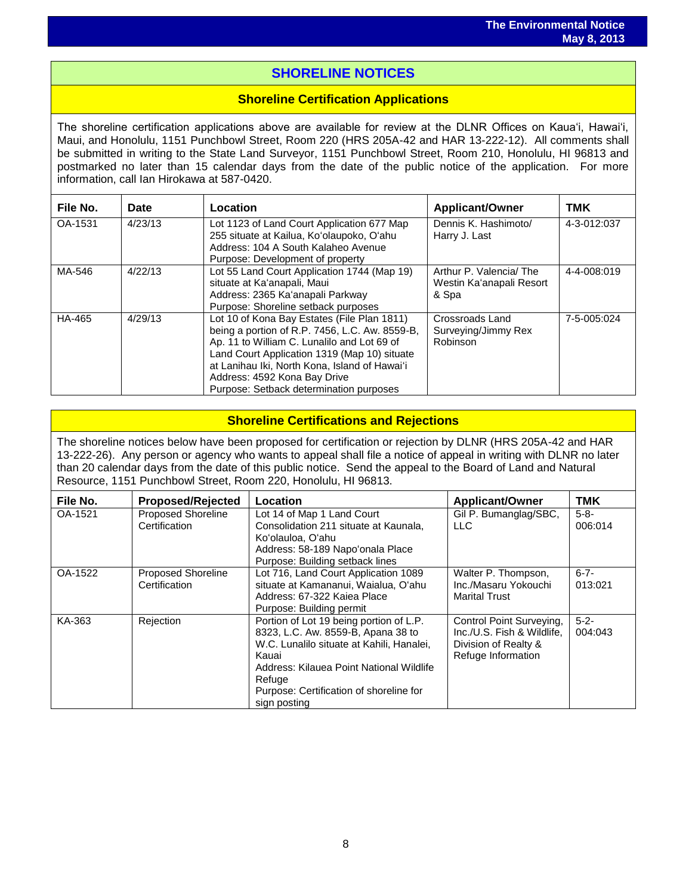# SHORELINE NOTICES

## Shoreline Certification Applications

The shoreline certification applications above are available for review at the DLNR Offices on Kaua'i, Hawai'i, Maui, and Honolulu, 1151 Punchbowl Street, Room 220 (HRS 205A-42 and HAR 13-222-12). All comments shall be submitted in writing to the State Land Surveyor, 1151 Punchbowl Street, Room 210, Honolulu, HI 96813 and postmarked no later than 15 calendar days from the date of the public notice of the application. For more information, call Ian Hirokawa at 587-0420.

| File No. | Date | Location | Applicant/Owner | TMK |
|---|---|---|---|---|
| OA-1531 | 4/23/13 | Lot 1123 of Land Court Application 677 Map 255 situate at Kailua, Ko'olaupoko, O'ahu<br>Address: 104 A South Kalaheo Avenue<br>Purpose: Development of property | Dennis K. Hashimoto/ Harry J. Last | 4-3-012:037 |
| MA-546 | 4/22/13 | Lot 55 Land Court Application 1744 (Map 19) situate at Ka'anapali, Maui<br>Address: 2365 Ka'anapali Parkway<br>Purpose: Shoreline setback purposes | Arthur P. Valencia/ The Westin Ka'anapali Resort & Spa | 4-4-008:019 |
| HA-465 | 4/29/13 | Lot 10 of Kona Bay Estates (File Plan 1811) being a portion of R.P. 7456, L.C. Aw. 8559-B, Ap. 11 to William C. Lunalilo and Lot 69 of Land Court Application 1319 (Map 10) situate at Lanihau Iki, North Kona, Island of Hawai'i<br>Address: 4592 Kona Bay Drive<br>Purpose: Setback determination purposes | Crossroads Land Surveying/Jimmy Rex Robinson | 7-5-005:024 |

## Shoreline Certifications and Rejections

The shoreline notices below have been proposed for certification or rejection by DLNR (HRS 205A-42 and HAR 13-222-26). Any person or agency who wants to appeal shall file a notice of appeal in writing with DLNR no later than 20 calendar days from the date of this public notice. Send the appeal to the Board of Land and Natural Resource, 1151 Punchbowl Street, Room 220, Honolulu, HI 96813.

| File No. | Proposed/Rejected | Location | Applicant/Owner | TMK |
|---|---|---|---|---|
| OA-1521 | Proposed Shoreline Certification | Lot 14 of Map 1 Land Court Consolidation 211 situate at Kaunala, Ko'olauloa, O'ahu<br>Address: 58-189 Napo'onala Place<br>Purpose: Building setback lines | Gil P. Bumanglag/SBC, LLC | 5-8-006:014 |
| OA-1522 | Proposed Shoreline Certification | Lot 716, Land Court Application 1089 situate at Kamananui, Waialua, O'ahu<br>Address: 67-322 Kaiea Place<br>Purpose: Building permit | Walter P. Thompson, Inc./Masaru Yokouchi Marital Trust | 6-7-013:021 |
| KA-363 | Rejection | Portion of Lot 19 being portion of L.P. 8323, L.C. Aw. 8559-B, Apana 38 to W.C. Lunalilo situate at Kahili, Hanalei, Kauai<br>Address: Kilauea Point National Wildlife Refuge<br>Purpose: Certification of shoreline for sign posting | Control Point Surveying, Inc./U.S. Fish & Wildlife, Division of Realty & Refuge Information | 5-2-004:043 |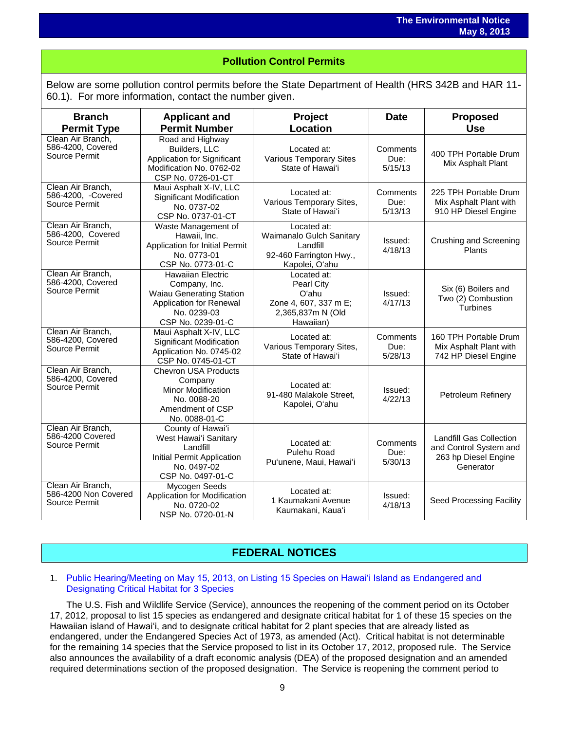## Pollution Control Permits

Below are some pollution control permits before the State Department of Health (HRS 342B and HAR 11-60.1). For more information, contact the number given.

| Branch Permit Type | Applicant and Permit Number | Project Location | Date | Proposed Use |
|---|---|---|---|---|
| Clean Air Branch, 586-4200, Covered Source Permit | Road and Highway Builders, LLC Application for Significant Modification No. 0762-02 CSP No. 0726-01-CT | Located at: Various Temporary Sites State of Hawai'i | Comments Due: 5/15/13 | 400 TPH Portable Drum Mix Asphalt Plant |
| Clean Air Branch, 586-4200, -Covered Source Permit | Maui Asphalt X-IV, LLC Significant Modification No. 0737-02 CSP No. 0737-01-CT | Located at: Various Temporary Sites, State of Hawai'i | Comments Due: 5/13/13 | 225 TPH Portable Drum Mix Asphalt Plant with 910 HP Diesel Engine |
| Clean Air Branch, 586-4200, Covered Source Permit | Waste Management of Hawaii, Inc. Application for Initial Permit No. 0773-01 CSP No. 0773-01-C | Located at: Waimanalo Gulch Sanitary Landfill 92-460 Farrington Hwy., Kapolei, O'ahu | Issued: 4/18/13 | Crushing and Screening Plants |
| Clean Air Branch, 586-4200, Covered Source Permit | Hawaiian Electric Company, Inc. Waiau Generating Station Application for Renewal No. 0239-03 CSP No. 0239-01-C | Located at: Pearl City O'ahu Zone 4, 607, 337 m E; 2,365,837m N (Old Hawaiian) | Issued: 4/17/13 | Six (6) Boilers and Two (2) Combustion Turbines |
| Clean Air Branch, 586-4200, Covered Source Permit | Maui Asphalt X-IV, LLC Significant Modification Application No. 0745-02 CSP No. 0745-01-CT | Located at: Various Temporary Sites, State of Hawai'i | Comments Due: 5/28/13 | 160 TPH Portable Drum Mix Asphalt Plant with 742 HP Diesel Engine |
| Clean Air Branch, 586-4200, Covered Source Permit | Chevron USA Products Company Minor Modification No. 0088-20 Amendment of CSP No. 0088-01-C | Located at: 91-480 Malakole Street, Kapolei, O'ahu | Issued: 4/22/13 | Petroleum Refinery |
| Clean Air Branch, 586-4200 Covered Source Permit | County of Hawai'i West Hawai'i Sanitary Landfill Initial Permit Application No. 0497-02 CSP No. 0497-01-C | Located at: Pulehu Road Pu'unene, Maui, Hawai'i | Comments Due: 5/30/13 | Landfill Gas Collection and Control System and 263 hp Diesel Engine Generator |
| Clean Air Branch, 586-4200 Non Covered Source Permit | Mycogen Seeds Application for Modification No. 0720-02 NSP No. 0720-01-N | Located at: 1 Kaumakani Avenue Kaumakani, Kaua'i | Issued: 4/18/13 | Seed Processing Facility |

## FEDERAL NOTICES

1. Public Hearing/Meeting on May 15, 2013, on Listing 15 Species on Hawai'i Island as Endangered and Designating Critical Habitat for 3 Species

The U.S. Fish and Wildlife Service (Service), announces the reopening of the comment period on its October 17, 2012, proposal to list 15 species as endangered and designate critical habitat for 1 of these 15 species on the Hawaiian island of Hawai'i, and to designate critical habitat for 2 plant species that are already listed as endangered, under the Endangered Species Act of 1973, as amended (Act). Critical habitat is not determinable for the remaining 14 species that the Service proposed to list in its October 17, 2012, proposed rule. The Service also announces the availability of a draft economic analysis (DEA) of the proposed designation and an amended required determinations section of the proposed designation. The Service is reopening the comment period to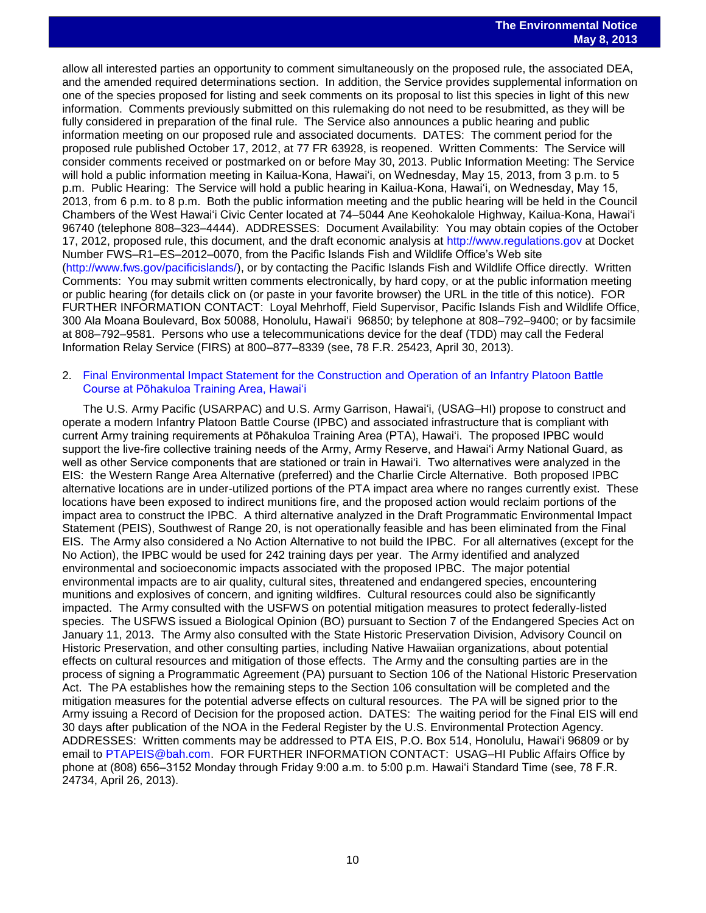allow all interested parties an opportunity to comment simultaneously on the proposed rule, the associated DEA, and the amended required determinations section. In addition, the Service provides supplemental information on one of the species proposed for listing and seek comments on its proposal to list this species in light of this new information. Comments previously submitted on this rulemaking do not need to be resubmitted, as they will be fully considered in preparation of the final rule. The Service also announces a public hearing and public information meeting on our proposed rule and associated documents. DATES: The comment period for the proposed rule published October 17, 2012, at 77 FR 63928, is reopened. Written Comments: The Service will consider comments received or postmarked on or before May 30, 2013. Public Information Meeting: The Service will hold a public information meeting in Kailua-Kona, Hawaiʻi, on Wednesday, May 15, 2013, from 3 p.m. to 5 p.m. Public Hearing: The Service will hold a public hearing in Kailua-Kona, Hawaiʻi, on Wednesday, May 15, 2013, from 6 p.m. to 8 p.m. Both the public information meeting and the public hearing will be held in the Council Chambers of the West Hawaiʻi Civic Center located at 74–5044 Ane Keohokalole Highway, Kailua-Kona, Hawaiʻi 96740 (telephone 808–323–4444). ADDRESSES: Document Availability: You may obtain copies of the October 17, 2012, proposed rule, this document, and the draft economic analysis at http://www.regulations.gov at Docket Number FWS–R1–ES–2012–0070, from the Pacific Islands Fish and Wildlife Office's Web site (http://www.fws.gov/pacificislands/), or by contacting the Pacific Islands Fish and Wildlife Office directly. Written Comments: You may submit written comments electronically, by hard copy, or at the public information meeting or public hearing (for details click on (or paste in your favorite browser) the URL in the title of this notice). FOR FURTHER INFORMATION CONTACT: Loyal Mehrhoff, Field Supervisor, Pacific Islands Fish and Wildlife Office, 300 Ala Moana Boulevard, Box 50088, Honolulu, Hawaiʻi 96850; by telephone at 808–792–9400; or by facsimile at 808–792–9581. Persons who use a telecommunications device for the deaf (TDD) may call the Federal Information Relay Service (FIRS) at 800–877–8339 (see, 78 F.R. 25423, April 30, 2013).

2. Final Environmental Impact Statement for the Construction and Operation of an Infantry Platoon Battle Course at Pōhakuloa Training Area, Hawaiʻi

The U.S. Army Pacific (USARPAC) and U.S. Army Garrison, Hawaiʻi, (USAG–HI) propose to construct and operate a modern Infantry Platoon Battle Course (IPBC) and associated infrastructure that is compliant with current Army training requirements at Pōhakuloa Training Area (PTA), Hawaiʻi. The proposed IPBC would support the live-fire collective training needs of the Army, Army Reserve, and Hawaiʻi Army National Guard, as well as other Service components that are stationed or train in Hawaiʻi. Two alternatives were analyzed in the EIS: the Western Range Area Alternative (preferred) and the Charlie Circle Alternative. Both proposed IPBC alternative locations are in under-utilized portions of the PTA impact area where no ranges currently exist. These locations have been exposed to indirect munitions fire, and the proposed action would reclaim portions of the impact area to construct the IPBC. A third alternative analyzed in the Draft Programmatic Environmental Impact Statement (PEIS), Southwest of Range 20, is not operationally feasible and has been eliminated from the Final EIS. The Army also considered a No Action Alternative to not build the IPBC. For all alternatives (except for the No Action), the IPBC would be used for 242 training days per year. The Army identified and analyzed environmental and socioeconomic impacts associated with the proposed IPBC. The major potential environmental impacts are to air quality, cultural sites, threatened and endangered species, encountering munitions and explosives of concern, and igniting wildfires. Cultural resources could also be significantly impacted. The Army consulted with the USFWS on potential mitigation measures to protect federally-listed species. The USFWS issued a Biological Opinion (BO) pursuant to Section 7 of the Endangered Species Act on January 11, 2013. The Army also consulted with the State Historic Preservation Division, Advisory Council on Historic Preservation, and other consulting parties, including Native Hawaiian organizations, about potential effects on cultural resources and mitigation of those effects. The Army and the consulting parties are in the process of signing a Programmatic Agreement (PA) pursuant to Section 106 of the National Historic Preservation Act. The PA establishes how the remaining steps to the Section 106 consultation will be completed and the mitigation measures for the potential adverse effects on cultural resources. The PA will be signed prior to the Army issuing a Record of Decision for the proposed action. DATES: The waiting period for the Final EIS will end 30 days after publication of the NOA in the Federal Register by the U.S. Environmental Protection Agency. ADDRESSES: Written comments may be addressed to PTA EIS, P.O. Box 514, Honolulu, Hawaiʻi 96809 or by email to PTAPEIS@bah.com. FOR FURTHER INFORMATION CONTACT: USAG–HI Public Affairs Office by phone at (808) 656–3152 Monday through Friday 9:00 a.m. to 5:00 p.m. Hawaiʻi Standard Time (see, 78 F.R. 24734, April 26, 2013).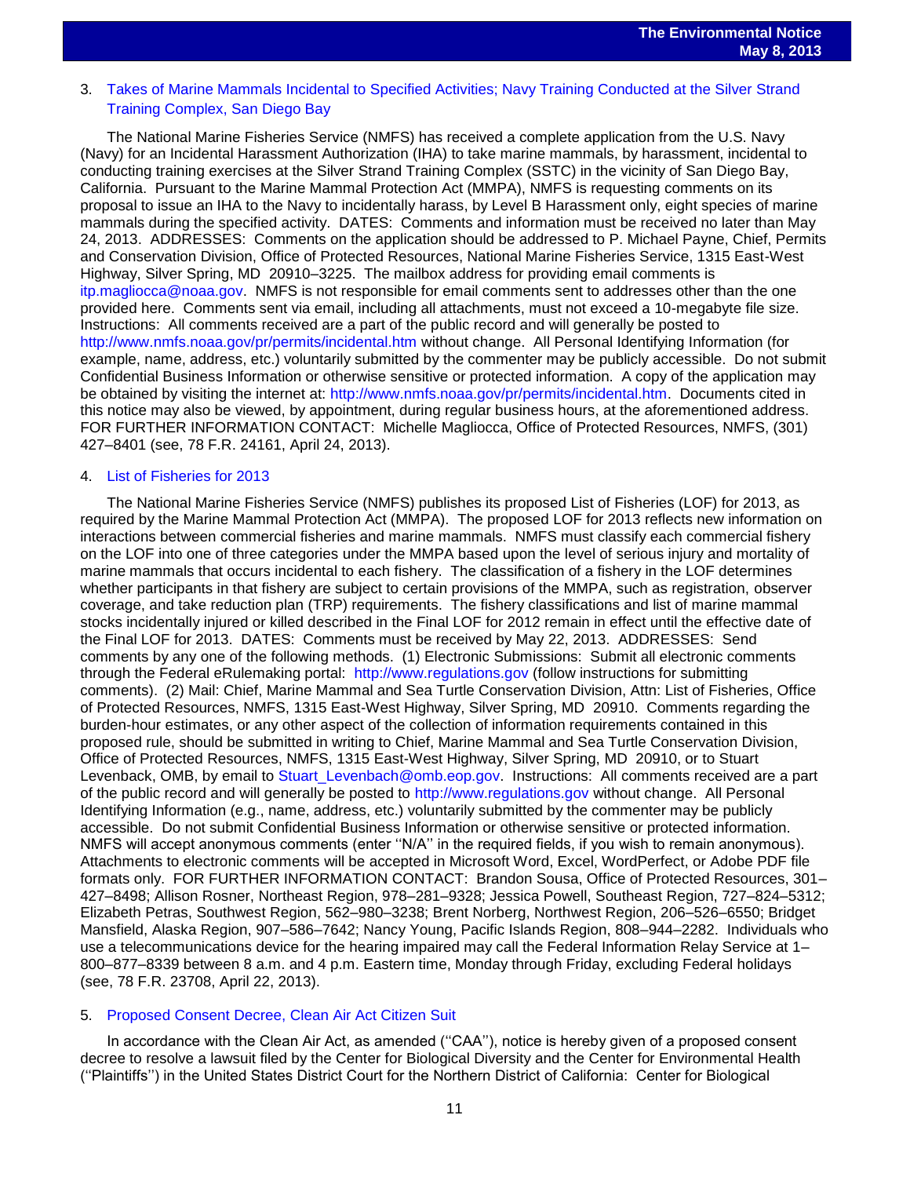3. Takes of Marine Mammals Incidental to Specified Activities; Navy Training Conducted at the Silver Strand Training Complex, San Diego Bay

The National Marine Fisheries Service (NMFS) has received a complete application from the U.S. Navy (Navy) for an Incidental Harassment Authorization (IHA) to take marine mammals, by harassment, incidental to conducting training exercises at the Silver Strand Training Complex (SSTC) in the vicinity of San Diego Bay, California. Pursuant to the Marine Mammal Protection Act (MMPA), NMFS is requesting comments on its proposal to issue an IHA to the Navy to incidentally harass, by Level B Harassment only, eight species of marine mammals during the specified activity. DATES: Comments and information must be received no later than May 24, 2013. ADDRESSES: Comments on the application should be addressed to P. Michael Payne, Chief, Permits and Conservation Division, Office of Protected Resources, National Marine Fisheries Service, 1315 East-West Highway, Silver Spring, MD 20910–3225. The mailbox address for providing email comments is itp.magliocca@noaa.gov. NMFS is not responsible for email comments sent to addresses other than the one provided here. Comments sent via email, including all attachments, must not exceed a 10-megabyte file size. Instructions: All comments received are a part of the public record and will generally be posted to http://www.nmfs.noaa.gov/pr/permits/incidental.htm without change. All Personal Identifying Information (for example, name, address, etc.) voluntarily submitted by the commenter may be publicly accessible. Do not submit Confidential Business Information or otherwise sensitive or protected information. A copy of the application may be obtained by visiting the internet at: http://www.nmfs.noaa.gov/pr/permits/incidental.htm. Documents cited in this notice may also be viewed, by appointment, during regular business hours, at the aforementioned address. FOR FURTHER INFORMATION CONTACT: Michelle Magliocca, Office of Protected Resources, NMFS, (301) 427–8401 (see, 78 F.R. 24161, April 24, 2013).

4. List of Fisheries for 2013

The National Marine Fisheries Service (NMFS) publishes its proposed List of Fisheries (LOF) for 2013, as required by the Marine Mammal Protection Act (MMPA). The proposed LOF for 2013 reflects new information on interactions between commercial fisheries and marine mammals. NMFS must classify each commercial fishery on the LOF into one of three categories under the MMPA based upon the level of serious injury and mortality of marine mammals that occurs incidental to each fishery. The classification of a fishery in the LOF determines whether participants in that fishery are subject to certain provisions of the MMPA, such as registration, observer coverage, and take reduction plan (TRP) requirements. The fishery classifications and list of marine mammal stocks incidentally injured or killed described in the Final LOF for 2012 remain in effect until the effective date of the Final LOF for 2013. DATES: Comments must be received by May 22, 2013. ADDRESSES: Send comments by any one of the following methods. (1) Electronic Submissions: Submit all electronic comments through the Federal eRulemaking portal: http://www.regulations.gov (follow instructions for submitting comments). (2) Mail: Chief, Marine Mammal and Sea Turtle Conservation Division, Attn: List of Fisheries, Office of Protected Resources, NMFS, 1315 East-West Highway, Silver Spring, MD 20910. Comments regarding the burden-hour estimates, or any other aspect of the collection of information requirements contained in this proposed rule, should be submitted in writing to Chief, Marine Mammal and Sea Turtle Conservation Division, Office of Protected Resources, NMFS, 1315 East-West Highway, Silver Spring, MD 20910, or to Stuart Levenback, OMB, by email to Stuart_Levenbach@omb.eop.gov. Instructions: All comments received are a part of the public record and will generally be posted to http://www.regulations.gov without change. All Personal Identifying Information (e.g., name, address, etc.) voluntarily submitted by the commenter may be publicly accessible. Do not submit Confidential Business Information or otherwise sensitive or protected information. NMFS will accept anonymous comments (enter ''N/A'' in the required fields, if you wish to remain anonymous). Attachments to electronic comments will be accepted in Microsoft Word, Excel, WordPerfect, or Adobe PDF file formats only. FOR FURTHER INFORMATION CONTACT: Brandon Sousa, Office of Protected Resources, 301–427–8498; Allison Rosner, Northeast Region, 978–281–9328; Jessica Powell, Southeast Region, 727–824–5312; Elizabeth Petras, Southwest Region, 562–980–3238; Brent Norberg, Northwest Region, 206–526–6550; Bridget Mansfield, Alaska Region, 907–586–7642; Nancy Young, Pacific Islands Region, 808–944–2282. Individuals who use a telecommunications device for the hearing impaired may call the Federal Information Relay Service at 1–800–877–8339 between 8 a.m. and 4 p.m. Eastern time, Monday through Friday, excluding Federal holidays (see, 78 F.R. 23708, April 22, 2013).

5. Proposed Consent Decree, Clean Air Act Citizen Suit

In accordance with the Clean Air Act, as amended (''CAA''), notice is hereby given of a proposed consent decree to resolve a lawsuit filed by the Center for Biological Diversity and the Center for Environmental Health (''Plaintiffs'') in the United States District Court for the Northern District of California: Center for Biological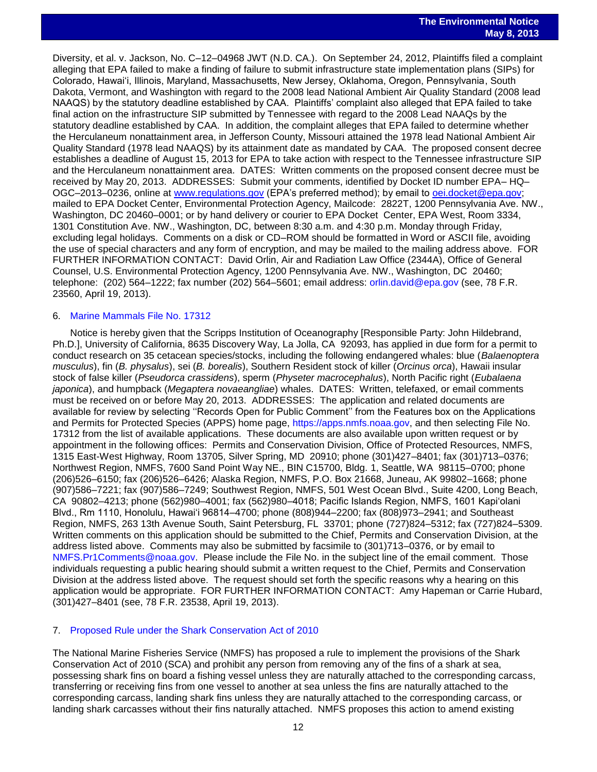Diversity, et al. v. Jackson, No. C–12–04968 JWT (N.D. CA.). On September 24, 2012, Plaintiffs filed a complaint alleging that EPA failed to make a finding of failure to submit infrastructure state implementation plans (SIPs) for Colorado, Hawai'i, Illinois, Maryland, Massachusetts, New Jersey, Oklahoma, Oregon, Pennsylvania, South Dakota, Vermont, and Washington with regard to the 2008 lead National Ambient Air Quality Standard (2008 lead NAAQS) by the statutory deadline established by CAA. Plaintiffs' complaint also alleged that EPA failed to take final action on the infrastructure SIP submitted by Tennessee with regard to the 2008 Lead NAAQs by the statutory deadline established by CAA. In addition, the complaint alleges that EPA failed to determine whether the Herculaneum nonattainment area, in Jefferson County, Missouri attained the 1978 lead National Ambient Air Quality Standard (1978 lead NAAQS) by its attainment date as mandated by CAA. The proposed consent decree establishes a deadline of August 15, 2013 for EPA to take action with respect to the Tennessee infrastructure SIP and the Herculaneum nonattainment area. DATES: Written comments on the proposed consent decree must be received by May 20, 2013. ADDRESSES: Submit your comments, identified by Docket ID number EPA– HQ–OGC–2013–0236, online at www.regulations.gov (EPA's preferred method); by email to oei.docket@epa.gov; mailed to EPA Docket Center, Environmental Protection Agency, Mailcode: 2822T, 1200 Pennsylvania Ave. NW., Washington, DC 20460–0001; or by hand delivery or courier to EPA Docket Center, EPA West, Room 3334, 1301 Constitution Ave. NW., Washington, DC, between 8:30 a.m. and 4:30 p.m. Monday through Friday, excluding legal holidays. Comments on a disk or CD–ROM should be formatted in Word or ASCII file, avoiding the use of special characters and any form of encryption, and may be mailed to the mailing address above. FOR FURTHER INFORMATION CONTACT: David Orlin, Air and Radiation Law Office (2344A), Office of General Counsel, U.S. Environmental Protection Agency, 1200 Pennsylvania Ave. NW., Washington, DC 20460; telephone: (202) 564–1222; fax number (202) 564–5601; email address: orlin.david@epa.gov (see, 78 F.R. 23560, April 19, 2013).

6. Marine Mammals File No. 17312

Notice is hereby given that the Scripps Institution of Oceanography [Responsible Party: John Hildebrand, Ph.D.], University of California, 8635 Discovery Way, La Jolla, CA 92093, has applied in due form for a permit to conduct research on 35 cetacean species/stocks, including the following endangered whales: blue (*Balaenoptera musculus*), fin (*B. physalus*), sei (*B. borealis*), Southern Resident stock of killer (*Orcinus orca*), Hawaii insular stock of false killer (*Pseudorca crassidens*), sperm (*Physeter macrocephalus*), North Pacific right (*Eubalaena japonica*), and humpback (*Megaptera novaeangliae*) whales. DATES: Written, telefaxed, or email comments must be received on or before May 20, 2013. ADDRESSES: The application and related documents are available for review by selecting ''Records Open for Public Comment'' from the Features box on the Applications and Permits for Protected Species (APPS) home page, https://apps.nmfs.noaa.gov, and then selecting File No. 17312 from the list of available applications. These documents are also available upon written request or by appointment in the following offices: Permits and Conservation Division, Office of Protected Resources, NMFS, 1315 East-West Highway, Room 13705, Silver Spring, MD 20910; phone (301)427–8401; fax (301)713–0376; Northwest Region, NMFS, 7600 Sand Point Way NE., BIN C15700, Bldg. 1, Seattle, WA 98115–0700; phone (206)526–6150; fax (206)526–6426; Alaska Region, NMFS, P.O. Box 21668, Juneau, AK 99802–1668; phone (907)586–7221; fax (907)586–7249; Southwest Region, NMFS, 501 West Ocean Blvd., Suite 4200, Long Beach, CA 90802–4213; phone (562)980–4001; fax (562)980–4018; Pacific Islands Region, NMFS, 1601 Kapi'olani Blvd., Rm 1110, Honolulu, Hawai'i 96814–4700; phone (808)944–2200; fax (808)973–2941; and Southeast Region, NMFS, 263 13th Avenue South, Saint Petersburg, FL 33701; phone (727)824–5312; fax (727)824–5309. Written comments on this application should be submitted to the Chief, Permits and Conservation Division, at the address listed above. Comments may also be submitted by facsimile to (301)713–0376, or by email to NMFS.Pr1Comments@noaa.gov. Please include the File No. in the subject line of the email comment. Those individuals requesting a public hearing should submit a written request to the Chief, Permits and Conservation Division at the address listed above. The request should set forth the specific reasons why a hearing on this application would be appropriate. FOR FURTHER INFORMATION CONTACT: Amy Hapeman or Carrie Hubard, (301)427–8401 (see, 78 F.R. 23538, April 19, 2013).

7. Proposed Rule under the Shark Conservation Act of 2010

The National Marine Fisheries Service (NMFS) has proposed a rule to implement the provisions of the Shark Conservation Act of 2010 (SCA) and prohibit any person from removing any of the fins of a shark at sea, possessing shark fins on board a fishing vessel unless they are naturally attached to the corresponding carcass, transferring or receiving fins from one vessel to another at sea unless the fins are naturally attached to the corresponding carcass, landing shark fins unless they are naturally attached to the corresponding carcass, or landing shark carcasses without their fins naturally attached. NMFS proposes this action to amend existing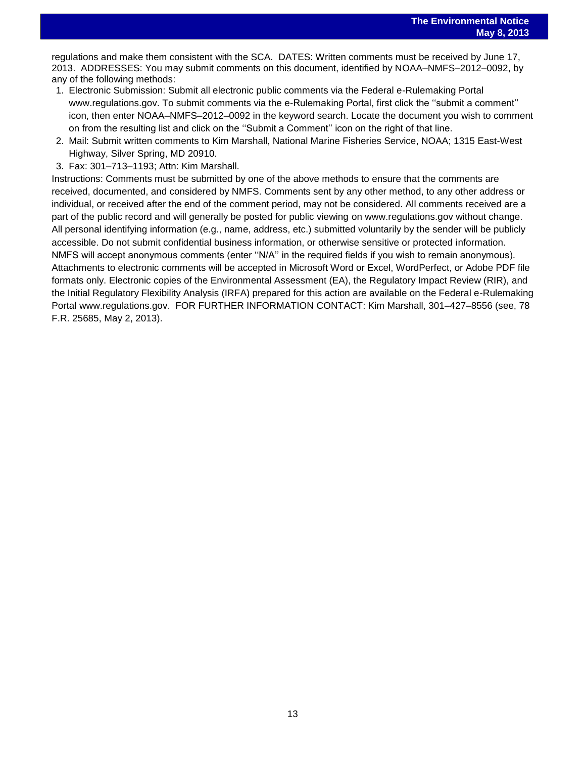regulations and make them consistent with the SCA. DATES: Written comments must be received by June 17, 2013. ADDRESSES: You may submit comments on this document, identified by NOAA–NMFS–2012–0092, by any of the following methods:

1. Electronic Submission: Submit all electronic public comments via the Federal e-Rulemaking Portal www.regulations.gov. To submit comments via the e-Rulemaking Portal, first click the ''submit a comment'' icon, then enter NOAA–NMFS–2012–0092 in the keyword search. Locate the document you wish to comment on from the resulting list and click on the ''Submit a Comment'' icon on the right of that line.
2. Mail: Submit written comments to Kim Marshall, National Marine Fisheries Service, NOAA; 1315 East-West Highway, Silver Spring, MD 20910.
3. Fax: 301–713–1193; Attn: Kim Marshall.

Instructions: Comments must be submitted by one of the above methods to ensure that the comments are received, documented, and considered by NMFS. Comments sent by any other method, to any other address or individual, or received after the end of the comment period, may not be considered. All comments received are a part of the public record and will generally be posted for public viewing on www.regulations.gov without change. All personal identifying information (e.g., name, address, etc.) submitted voluntarily by the sender will be publicly accessible. Do not submit confidential business information, or otherwise sensitive or protected information. NMFS will accept anonymous comments (enter ''N/A'' in the required fields if you wish to remain anonymous). Attachments to electronic comments will be accepted in Microsoft Word or Excel, WordPerfect, or Adobe PDF file formats only. Electronic copies of the Environmental Assessment (EA), the Regulatory Impact Review (RIR), and the Initial Regulatory Flexibility Analysis (IRFA) prepared for this action are available on the Federal e-Rulemaking Portal www.regulations.gov. FOR FURTHER INFORMATION CONTACT: Kim Marshall, 301–427–8556 (see, 78 F.R. 25685, May 2, 2013).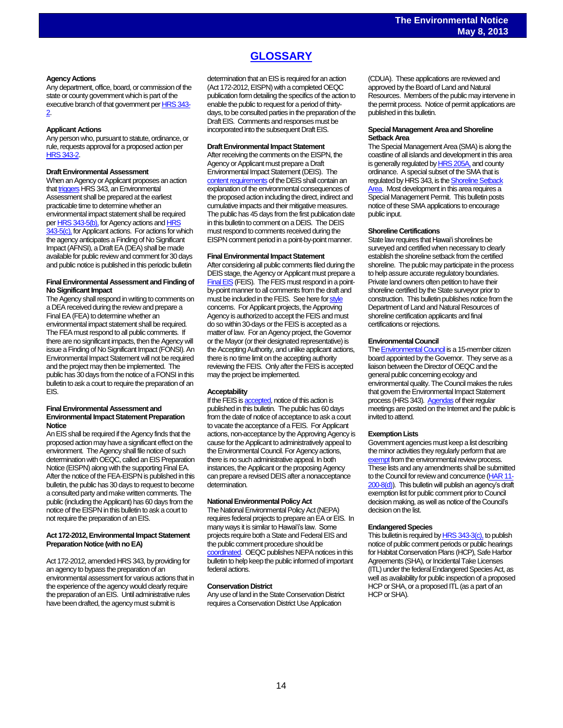# GLOSSARY

**Agency Actions**
Any department, office, board, or commission of the state or county government which is part of the executive branch of that government per HRS 343-2.

**Applicant Actions**
Any person who, pursuant to statute, ordinance, or rule, requests approval for a proposed action per HRS 343-2.

**Draft Environmental Assessment**
When an Agency or Applicant proposes an action that triggers HRS 343, an Environmental Assessment shall be prepared at the earliest practicable time to determine whether an environmental impact statement shall be required per HRS 343-5(b), for Agency actions and HRS 343-5(c), for Applicant actions. For actions for which the agency anticipates a Finding of No Significant Impact (AFNSI), a Draft EA (DEA) shall be made available for public review and comment for 30 days and public notice is published in this periodic bulletin

**Final Environmental Assessment and Finding of No Significant Impact**
The Agency shall respond in writing to comments on a DEA received during the review and prepare a Final EA (FEA) to determine whether an environmental impact statement shall be required. The FEA must respond to all public comments. If there are no significant impacts, then the Agency will issue a Finding of No Significant Impact (FONSI). An Environmental Impact Statement will not be required and the project may then be implemented. The public has 30 days from the notice of a FONSI in this bulletin to ask a court to require the preparation of an EIS.

**Final Environmental Assessment and Environmental Impact Statement Preparation Notice**
An EIS shall be required if the Agency finds that the proposed action may have a significant effect on the environment. The Agency shall file notice of such determination with OEQC, called an EIS Preparation Notice (EISPN) along with the supporting Final EA. After the notice of the FEA-EISPN is published in this bulletin, the public has 30 days to request to become a consulted party and make written comments. The public (including the Applicant) has 60 days from the notice of the EISPN in this bulletin to ask a court to not require the preparation of an EIS.

**Act 172-2012, Environmental Impact Statement Preparation Notice (with no EA)**

Act 172-2012, amended HRS 343, by providing for an agency to bypass the preparation of an environmental assessment for various actions that in the experience of the agency would clearly require the preparation of an EIS. Until administrative rules have been drafted, the agency must submit is determination that an EIS is required for an action (Act 172-2012, EISPN) with a completed OEQC publication form detailing the specifics of the action to enable the public to request for a period of thirty-days, to be consulted parties in the preparation of the Draft EIS. Comments and responses must be incorporated into the subsequent Draft EIS.

**Draft Environmental Impact Statement**
After receiving the comments on the EISPN, the Agency or Applicant must prepare a Draft Environmental Impact Statement (DEIS). The content requirements of the DEIS shall contain an explanation of the environmental consequences of the proposed action including the direct, indirect and cumulative impacts and their mitigative measures. The public has 45 days from the first publication date in this bulletin to comment on a DEIS. The DEIS must respond to comments received during the EISPN comment period in a point-by-point manner.

**Final Environmental Impact Statement**
After considering all public comments filed during the DEIS stage, the Agency or Applicant must prepare a Final EIS (FEIS). The FEIS must respond in a point-by-point manner to all comments from the draft and must be included in the FEIS. See here for style concerns. For Applicant projects, the Approving Agency is authorized to accept the FEIS and must do so within 30-days or the FEIS is accepted as a matter of law. For an Agency project, the Governor or the Mayor (or their designated representative) is the Accepting Authority, and unlike applicant actions, there is no time limit on the accepting authority reviewing the FEIS. Only after the FEIS is accepted may the project be implemented.

**Acceptability**
If the FEIS is accepted, notice of this action is published in this bulletin. The public has 60 days from the date of notice of acceptance to ask a court to vacate the acceptance of a FEIS. For Applicant actions, non-acceptance by the Approving Agency is cause for the Applicant to administratively appeal to the Environmental Council. For Agency actions, there is no such administrative appeal. In both instances, the Applicant or the proposing Agency can prepare a revised DEIS after a nonacceptance determination.

**National Environmental Policy Act**
The National Environmental Policy Act (NEPA) requires federal projects to prepare an EA or EIS. In many ways it is similar to Hawai'i's law. Some projects require both a State and Federal EIS and the public comment procedure should be coordinated. OEQC publishes NEPA notices in this bulletin to help keep the public informed of important federal actions.

**Conservation District**
Any use of land in the State Conservation District requires a Conservation District Use Application (CDUA). These applications are reviewed and approved by the Board of Land and Natural Resources. Members of the public may intervene in the permit process. Notice of permit applications are published in this bulletin.

**Special Management Area and Shoreline Setback Area**
The Special Management Area (SMA) is along the coastline of all islands and development in this area is generally regulated by HRS 205A, and county ordinance. A special subset of the SMA that is regulated by HRS 343, is the Shoreline Setback Area. Most development in this area requires a Special Management Permit. This bulletin posts notice of these SMA applications to encourage public input.

**Shoreline Certifications**
State law requires that Hawai'i shorelines be surveyed and certified when necessary to clearly establish the shoreline setback from the certified shoreline. The public may participate in the process to help assure accurate regulatory boundaries. Private land owners often petition to have their shoreline certified by the State surveyor prior to construction. This bulletin publishes notice from the Department of Land and Natural Resources of shoreline certification applicants and final certifications or rejections.

**Environmental Council**
The Environmental Council is a 15-member citizen board appointed by the Governor. They serve as a liaison between the Director of OEQC and the general public concerning ecology and environmental quality. The Council makes the rules that govern the Environmental Impact Statement process (HRS 343). Agendas of their regular meetings are posted on the Internet and the public is invited to attend.

**Exemption Lists**
Government agencies must keep a list describing the minor activities they regularly perform that are exempt from the environmental review process. These lists and any amendments shall be submitted to the Council for review and concurrence (HAR 11-200-8(d)). This bulletin will publish an agency's draft exemption list for public comment prior to Council decision making, as well as notice of the Council's decision on the list.

**Endangered Species**
This bulletin is required by HRS 343-3(c), to publish notice of public comment periods or public hearings for Habitat Conservation Plans (HCP), Safe Harbor Agreements (SHA), or Incidental Take Licenses (ITL) under the federal Endangered Species Act, as well as availability for public inspection of a proposed HCP or SHA, or a proposed ITL (as a part of an HCP or SHA).